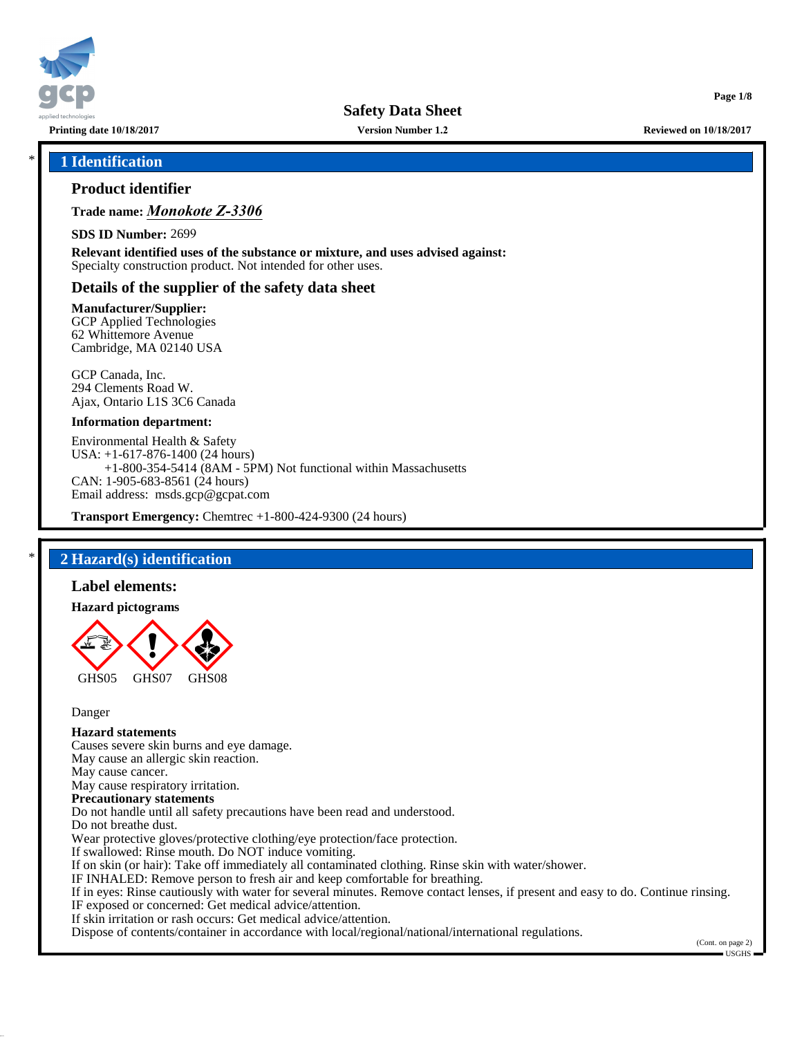# Safety Data Sheet

Printing date 10/18/2017 | Version Number 1.2 | Reviewed on 10/18/2017

## * 1 Identification

### Product identifier

**Trade name:** ***Monokote Z-3306***

**SDS ID Number:** 2699

**Relevant identified uses of the substance or mixture, and uses advised against:**
Specialty construction product. Not intended for other uses.

### Details of the supplier of the safety data sheet

**Manufacturer/Supplier:**
GCP Applied Technologies
62 Whittemore Avenue
Cambridge, MA 02140 USA

GCP Canada, Inc.
294 Clements Road W.
Ajax, Ontario L1S 3C6 Canada

**Information department:**

Environmental Health & Safety
USA: +1-617-876-1400 (24 hours)
+1-800-354-5414 (8AM - 5PM) Not functional within Massachusetts
CAN: 1-905-683-8561 (24 hours)
Email address: msds.gcp@gcpat.com

**Transport Emergency:** Chemtrec +1-800-424-9300 (24 hours)

## * 2 Hazard(s) identification

### Label elements:

**Hazard pictograms**

GHS05 GHS07 GHS08

Danger

**Hazard statements**
Causes severe skin burns and eye damage.
May cause an allergic skin reaction.
May cause cancer.
May cause respiratory irritation.

**Precautionary statements**
Do not handle until all safety precautions have been read and understood.
Do not breathe dust.
Wear protective gloves/protective clothing/eye protection/face protection.
If swallowed: Rinse mouth. Do NOT induce vomiting.
If on skin (or hair): Take off immediately all contaminated clothing. Rinse skin with water/shower.
IF INHALED: Remove person to fresh air and keep comfortable for breathing.
If in eyes: Rinse cautiously with water for several minutes. Remove contact lenses, if present and easy to do. Continue rinsing.
IF exposed or concerned: Get medical advice/attention.
If skin irritation or rash occurs: Get medical advice/attention.
Dispose of contents/container in accordance with local/regional/national/international regulations.

(Cont. on page 2)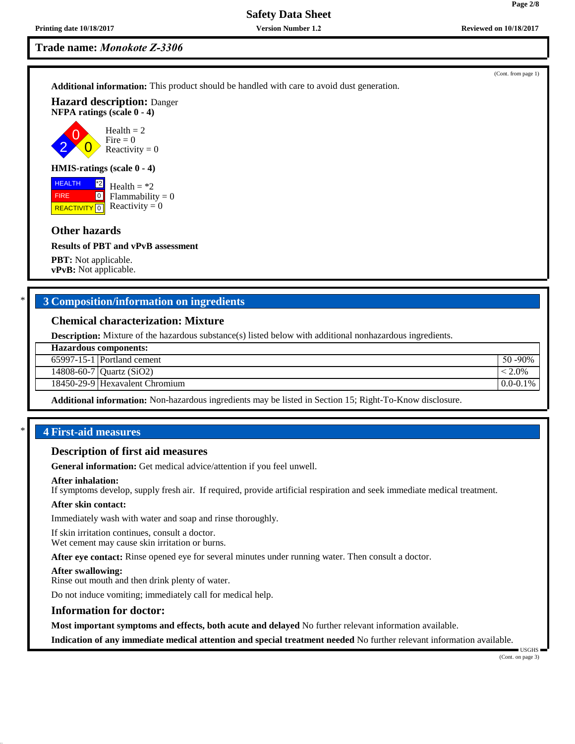## Trade name: *Monokote Z-3306*

(Cont. from page 1)

**Additional information:** This product should be handled with care to avoid dust generation.

**Hazard description:** Danger

**NFPA ratings (scale 0 - 4)**

Health = 2
Fire = 0
Reactivity = 0

**HMIS-ratings (scale 0 - 4)**

| | |
|---|---|
| HEALTH | *2 |
| FIRE | 0 |
| REACTIVITY | 0 |

Health = *2
Flammability = 0
Reactivity = 0

### Other hazards

**Results of PBT and vPvB assessment**

**PBT:** Not applicable.
**vPvB:** Not applicable.

## * 3 Composition/information on ingredients

### Chemical characterization: Mixture

**Description:** Mixture of the hazardous substance(s) listed below with additional nonhazardous ingredients.

| **Hazardous components:** | | |
|---|---|---|
| 65997-15-1 | Portland cement | 50 -90% |
| 14808-60-7 | Quartz ($SiO_2$) | < 2.0% |
| 18450-29-9 | Hexavalent Chromium | 0.0-0.1% |

**Additional information:** Non-hazardous ingredients may be listed in Section 15; Right-To-Know disclosure.

## * 4 First-aid measures

### Description of first aid measures

**General information:** Get medical advice/attention if you feel unwell.

**After inhalation:**
If symptoms develop, supply fresh air. If required, provide artificial respiration and seek immediate medical treatment.

**After skin contact:**

Immediately wash with water and soap and rinse thoroughly.

If skin irritation continues, consult a doctor.
Wet cement may cause skin irritation or burns.

**After eye contact:** Rinse opened eye for several minutes under running water. Then consult a doctor.

**After swallowing:**
Rinse out mouth and then drink plenty of water.

Do not induce vomiting; immediately call for medical help.

### Information for doctor:

**Most important symptoms and effects, both acute and delayed** No further relevant information available.

**Indication of any immediate medical attention and special treatment needed** No further relevant information available.

(Cont. on page 3)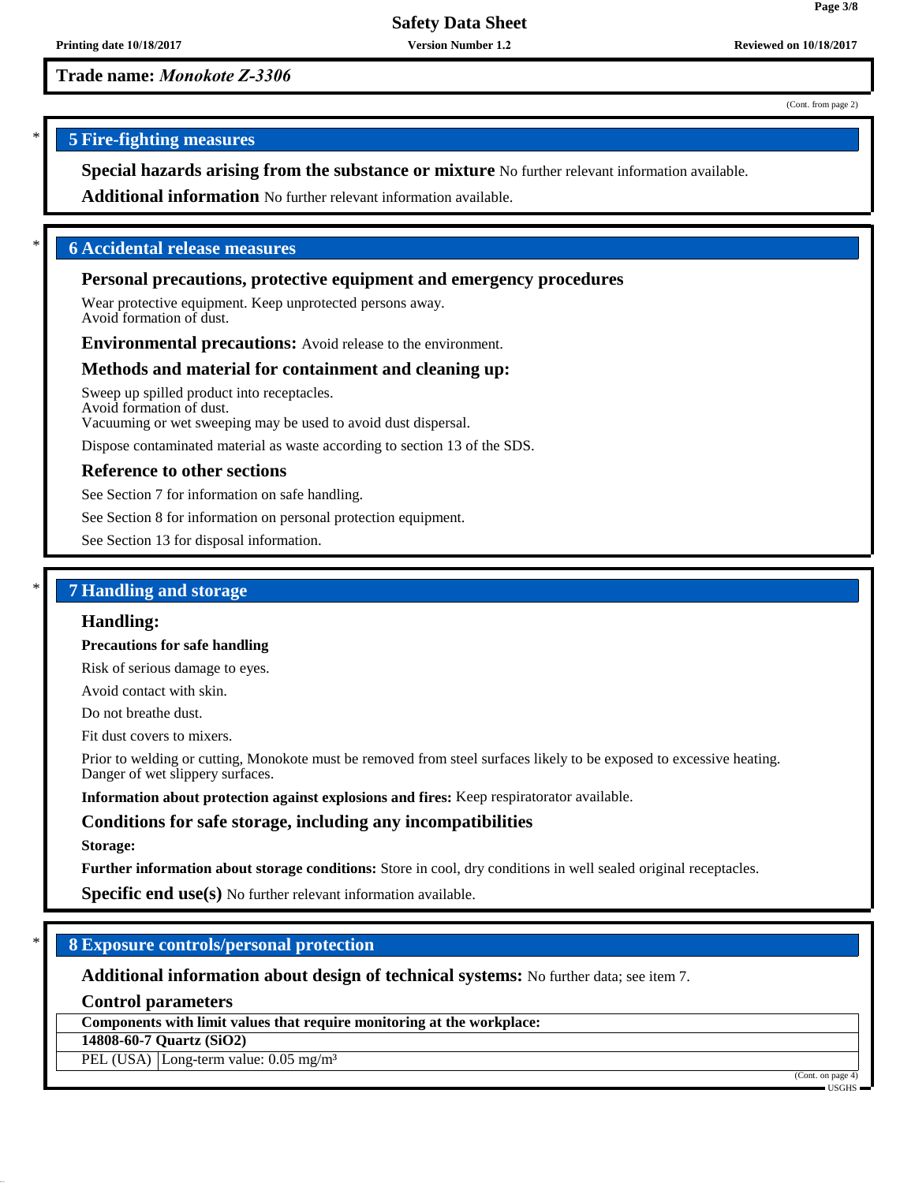**Trade name:** ***Monokote Z-3306***

(Cont. from page 2)

## 5 Fire-fighting measures

**Special hazards arising from the substance or mixture** No further relevant information available.

**Additional information** No further relevant information available.

## 6 Accidental release measures

### Personal precautions, protective equipment and emergency procedures

Wear protective equipment. Keep unprotected persons away.
Avoid formation of dust.

**Environmental precautions:** Avoid release to the environment.

### Methods and material for containment and cleaning up:

Sweep up spilled product into receptacles.
Avoid formation of dust.
Vacuuming or wet sweeping may be used to avoid dust dispersal.

Dispose contaminated material as waste according to section 13 of the SDS.

### Reference to other sections

See Section 7 for information on safe handling.

See Section 8 for information on personal protection equipment.

See Section 13 for disposal information.

## 7 Handling and storage

### Handling:

**Precautions for safe handling**

Risk of serious damage to eyes.

Avoid contact with skin.

Do not breathe dust.

Fit dust covers to mixers.

Prior to welding or cutting, Monokote must be removed from steel surfaces likely to be exposed to excessive heating.
Danger of wet slippery surfaces.

**Information about protection against explosions and fires:** Keep respiratorator available.

### Conditions for safe storage, including any incompatibilities

**Storage:**

**Further information about storage conditions:** Store in cool, dry conditions in well sealed original receptacles.

**Specific end use(s)** No further relevant information available.

## 8 Exposure controls/personal protection

**Additional information about design of technical systems:** No further data; see item 7.

### Control parameters

| Components with limit values that require monitoring at the workplace: | |
|---|---|
| **14808-60-7 Quartz ($SiO_2$)** | |
| PEL (USA) | Long-term value: 0.05 mg/m³ |

(Cont. on page 4)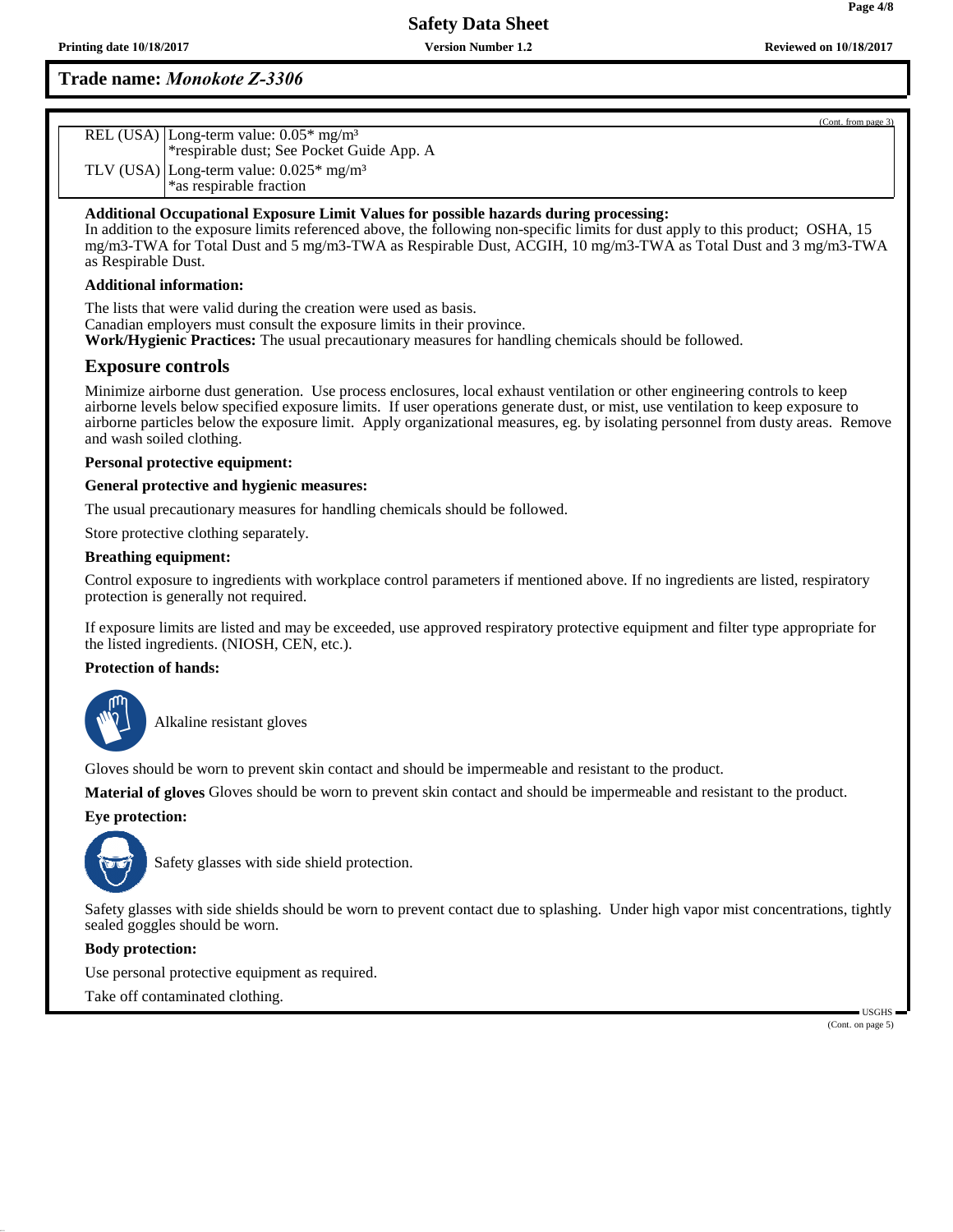**Trade name:** ***Monokote Z-3306***

(Cont. from page 3)

| | |
|---|---|
| REL (USA) | Long-term value: 0.05* mg/m³<br>*respirable dust; See Pocket Guide App. A |
| TLV (USA) | Long-term value: 0.025* mg/m³<br>*as respirable fraction |

**Additional Occupational Exposure Limit Values for possible hazards during processing:**
In addition to the exposure limits referenced above, the following non-specific limits for dust apply to this product; OSHA, 15 mg/m3-TWA for Total Dust and 5 mg/m3-TWA as Respirable Dust, ACGIH, 10 mg/m3-TWA as Total Dust and 3 mg/m3-TWA as Respirable Dust.

**Additional information:**

The lists that were valid during the creation were used as basis.
Canadian employers must consult the exposure limits in their province.
**Work/Hygienic Practices:** The usual precautionary measures for handling chemicals should be followed.

## Exposure controls

Minimize airborne dust generation. Use process enclosures, local exhaust ventilation or other engineering controls to keep airborne levels below specified exposure limits. If user operations generate dust, or mist, use ventilation to keep exposure to airborne particles below the exposure limit. Apply organizational measures, eg. by isolating personnel from dusty areas. Remove and wash soiled clothing.

**Personal protective equipment:**

**General protective and hygienic measures:**

The usual precautionary measures for handling chemicals should be followed.

Store protective clothing separately.

**Breathing equipment:**

Control exposure to ingredients with workplace control parameters if mentioned above. If no ingredients are listed, respiratory protection is generally not required.

If exposure limits are listed and may be exceeded, use approved respiratory protective equipment and filter type appropriate for the listed ingredients. (NIOSH, CEN, etc.).

**Protection of hands:**

Alkaline resistant gloves

Gloves should be worn to prevent skin contact and should be impermeable and resistant to the product.

**Material of gloves** Gloves should be worn to prevent skin contact and should be impermeable and resistant to the product.

**Eye protection:**

Safety glasses with side shield protection.

Safety glasses with side shields should be worn to prevent contact due to splashing. Under high vapor mist concentrations, tightly sealed goggles should be worn.

**Body protection:**

Use personal protective equipment as required.

Take off contaminated clothing.

(Cont. on page 5)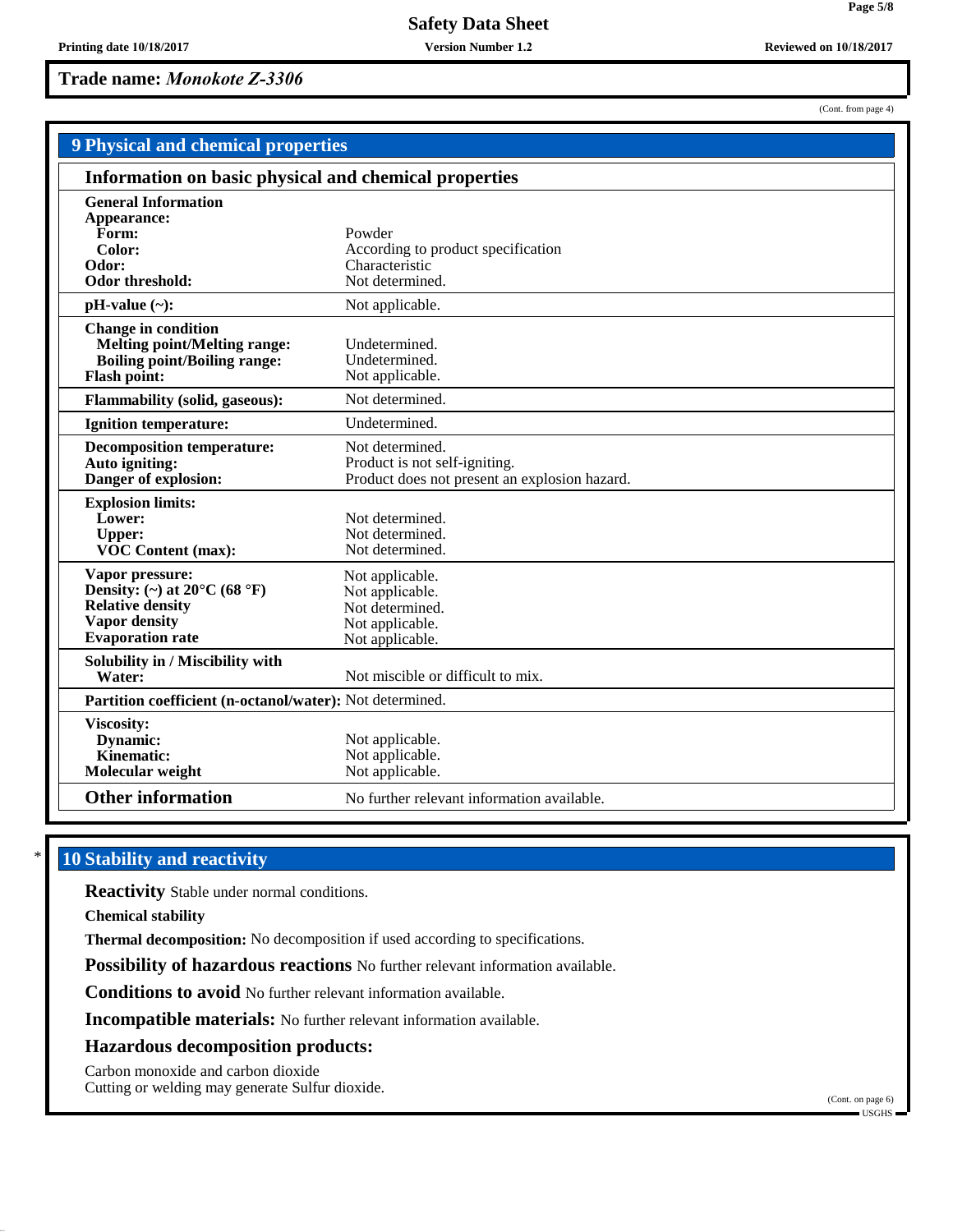**Trade name:** ***Monokote Z-3306***

(Cont. from page 4)

## 9 Physical and chemical properties

### Information on basic physical and chemical properties

| | |
|---|---|
| **General Information** | |
| **Appearance:** | |
| **Form:** | Powder |
| **Color:** | According to product specification |
| **Odor:** | Characteristic |
| **Odor threshold:** | Not determined. |
| **pH-value (~):** | Not applicable. |
| **Change in condition** | |
| **Melting point/Melting range:** | Undetermined. |
| **Boiling point/Boiling range:** | Undetermined. |
| **Flash point:** | Not applicable. |
| **Flammability (solid, gaseous):** | Not determined. |
| **Ignition temperature:** | Undetermined. |
| **Decomposition temperature:** | Not determined. |
| **Auto igniting:** | Product is not self-igniting. |
| **Danger of explosion:** | Product does not present an explosion hazard. |
| **Explosion limits:** | |
| **Lower:** | Not determined. |
| **Upper:** | Not determined. |
| **VOC Content (max):** | Not determined. |
| **Vapor pressure:** | Not applicable. |
| **Density: (~) at 20°C (68 °F)** | Not applicable. |
| **Relative density** | Not determined. |
| **Vapor density** | Not applicable. |
| **Evaporation rate** | Not applicable. |
| **Solubility in / Miscibility with** | |
| **Water:** | Not miscible or difficult to mix. |
| **Partition coefficient (n-octanol/water):** | Not determined. |
| **Viscosity:** | |
| **Dynamic:** | Not applicable. |
| **Kinematic:** | Not applicable. |
| **Molecular weight** | Not applicable. |
| **Other information** | No further relevant information available. |

\* 

## 10 Stability and reactivity

**Reactivity** Stable under normal conditions.

**Chemical stability**

**Thermal decomposition:** No decomposition if used according to specifications.

**Possibility of hazardous reactions** No further relevant information available.

**Conditions to avoid** No further relevant information available.

**Incompatible materials:** No further relevant information available.

**Hazardous decomposition products:**

Carbon monoxide and carbon dioxide
Cutting or welding may generate Sulfur dioxide.

(Cont. on page 6)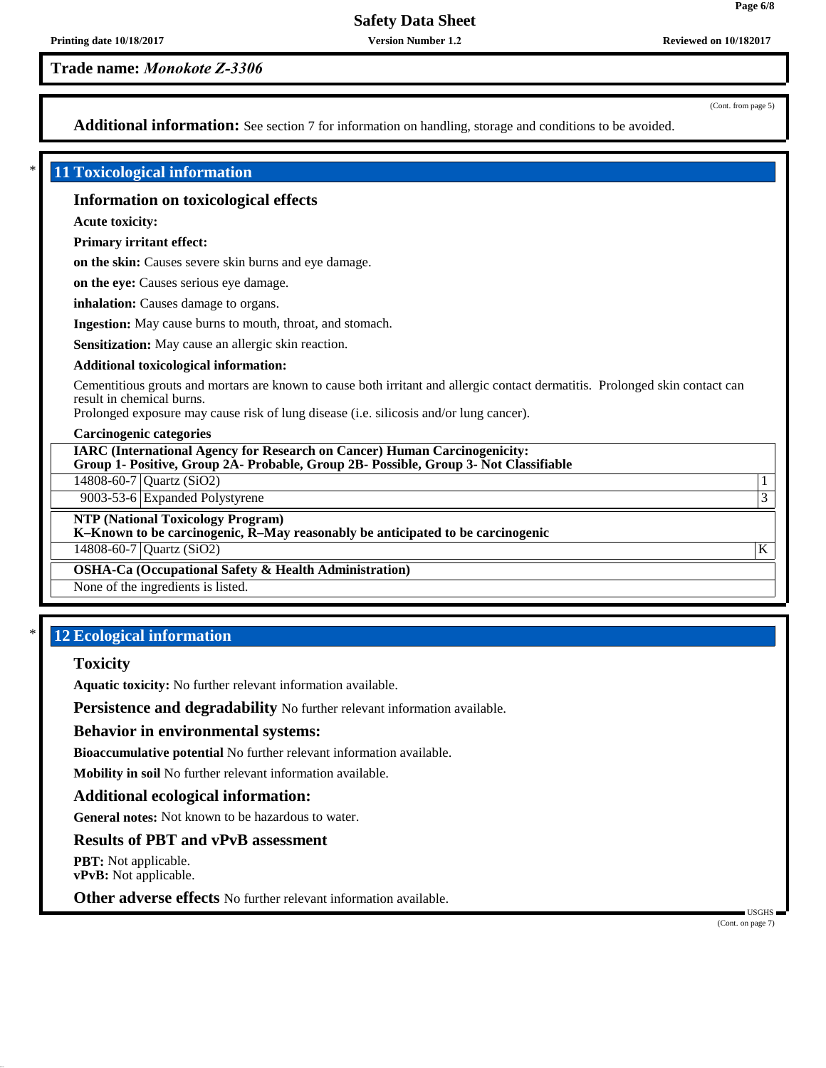**Trade name:** *Monokote Z-3306*

(Cont. from page 5)

**Additional information:** See section 7 for information on handling, storage and conditions to be avoided.

## 11 Toxicological information

### Information on toxicological effects

**Acute toxicity:**

**Primary irritant effect:**

**on the skin:** Causes severe skin burns and eye damage.

**on the eye:** Causes serious eye damage.

**inhalation:** Causes damage to organs.

**Ingestion:** May cause burns to mouth, throat, and stomach.

**Sensitization:** May cause an allergic skin reaction.

**Additional toxicological information:**

Cementitious grouts and mortars are known to cause both irritant and allergic contact dermatitis. Prolonged skin contact can result in chemical burns.
Prolonged exposure may cause risk of lung disease (i.e. silicosis and/or lung cancer).

**Carcinogenic categories**

**IARC (International Agency for Research on Cancer) Human Carcinogenicity:**
**Group 1- Positive, Group 2A- Probable, Group 2B- Possible, Group 3- Not Classifiable**

| CAS | Substance | Group |
|---|---|---|
| 14808-60-7 | Quartz ($SiO_2$) | 1 |
| 9003-53-6 | Expanded Polystyrene | 3 |

**NTP (National Toxicology Program)**
**K–Known to be carcinogenic, R–May reasonably be anticipated to be carcinogenic**

| CAS | Substance | Category |
|---|---|---|
| 14808-60-7 | Quartz ($SiO_2$) | K |

**OSHA-Ca (Occupational Safety & Health Administration)**

None of the ingredients is listed.

## 12 Ecological information

### Toxicity

**Aquatic toxicity:** No further relevant information available.

**Persistence and degradability** No further relevant information available.

### Behavior in environmental systems:

**Bioaccumulative potential** No further relevant information available.

**Mobility in soil** No further relevant information available.

### Additional ecological information:

**General notes:** Not known to be hazardous to water.

### Results of PBT and vPvB assessment

**PBT:** Not applicable.
**vPvB:** Not applicable.

**Other adverse effects** No further relevant information available.

(Cont. on page 7)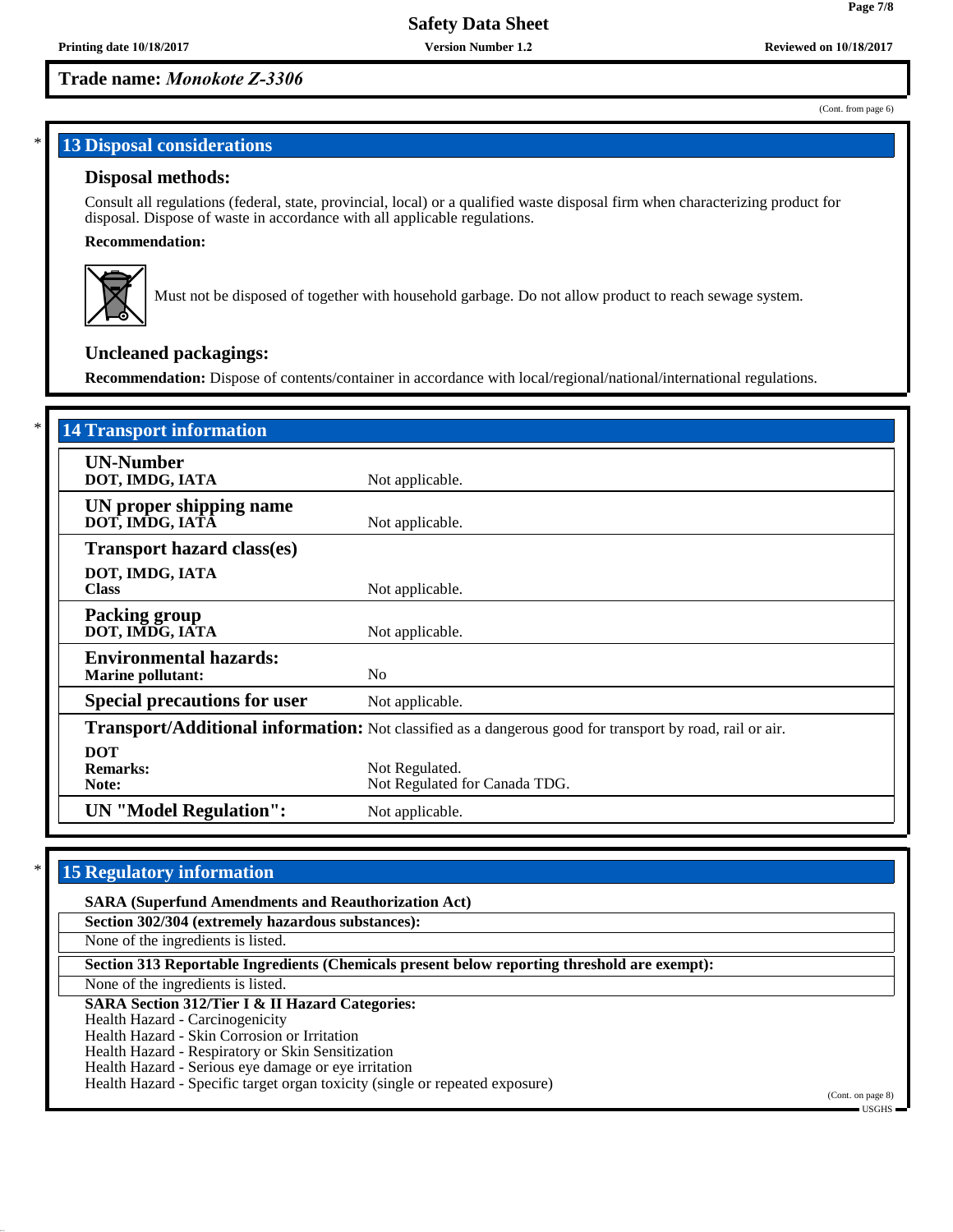**Trade name:** ***Monokote Z-3306***

(Cont. from page 6)

## 13 Disposal considerations

### Disposal methods:

Consult all regulations (federal, state, provincial, local) or a qualified waste disposal firm when characterizing product for disposal. Dispose of waste in accordance with all applicable regulations.

**Recommendation:**

Must not be disposed of together with household garbage. Do not allow product to reach sewage system.

### Uncleaned packagings:

**Recommendation:** Dispose of contents/container in accordance with local/regional/national/international regulations.

## 14 Transport information

| | |
|---|---|
| **UN-Number** | |
| **DOT, IMDG, IATA** | Not applicable. |
| **UN proper shipping name** | |
| **DOT, IMDG, IATA** | Not applicable. |
| **Transport hazard class(es)** | |
| **DOT, IMDG, IATA** | |
| **Class** | Not applicable. |
| **Packing group** | |
| **DOT, IMDG, IATA** | Not applicable. |
| **Environmental hazards:** | |
| **Marine pollutant:** | No |
| **Special precautions for user** | Not applicable. |
| **Transport/Additional information:** | Not classified as a dangerous good for transport by road, rail or air. |
| **DOT** | |
| **Remarks:** | Not Regulated. |
| **Note:** | Not Regulated for Canada TDG. |
| **UN "Model Regulation":** | Not applicable. |

## 15 Regulatory information

**SARA (Superfund Amendments and Reauthorization Act)**

**Section 302/304 (extremely hazardous substances):**

None of the ingredients is listed.

**Section 313 Reportable Ingredients (Chemicals present below reporting threshold are exempt):**

None of the ingredients is listed.

**SARA Section 312/Tier I & II Hazard Categories:**

Health Hazard - Carcinogenicity
Health Hazard - Skin Corrosion or Irritation
Health Hazard - Respiratory or Skin Sensitization
Health Hazard - Serious eye damage or eye irritation
Health Hazard - Specific target organ toxicity (single or repeated exposure)

(Cont. on page 8)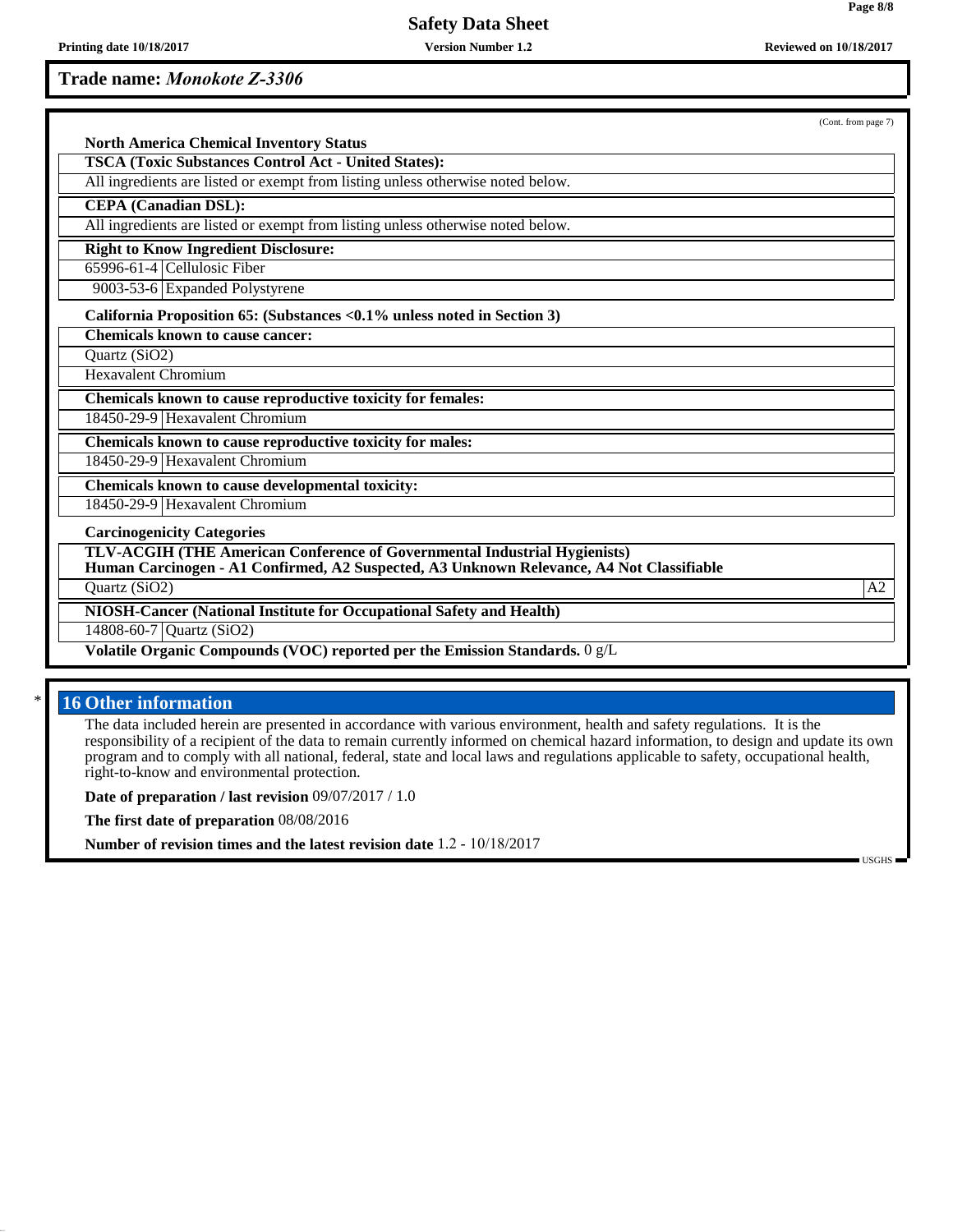**Trade name:** *Monokote Z-3306*

(Cont. from page 7)

**North America Chemical Inventory Status**

**TSCA (Toxic Substances Control Act - United States):**

All ingredients are listed or exempt from listing unless otherwise noted below.

**CEPA (Canadian DSL):**

All ingredients are listed or exempt from listing unless otherwise noted below.

**Right to Know Ingredient Disclosure:**

| | |
|---|---|
| 65996-61-4 | Cellulosic Fiber |
| 9003-53-6 | Expanded Polystyrene |

**California Proposition 65: (Substances <0.1% unless noted in Section 3)**

**Chemicals known to cause cancer:**

Quartz ($SiO_2$)

Hexavalent Chromium

**Chemicals known to cause reproductive toxicity for females:**

| | |
|---|---|
| 18450-29-9 | Hexavalent Chromium |

**Chemicals known to cause reproductive toxicity for males:**

| | |
|---|---|
| 18450-29-9 | Hexavalent Chromium |

**Chemicals known to cause developmental toxicity:**

| | |
|---|---|
| 18450-29-9 | Hexavalent Chromium |

**Carcinogenicity Categories**

**TLV-ACGIH (THE American Conference of Governmental Industrial Hygienists)**
**Human Carcinogen - A1 Confirmed, A2 Suspected, A3 Unknown Relevance, A4 Not Classifiable**

| | |
|---|---|
| Quartz ($SiO_2$) | A2 |

**NIOSH-Cancer (National Institute for Occupational Safety and Health)**

| | |
|---|---|
| 14808-60-7 | Quartz ($SiO_2$) |

**Volatile Organic Compounds (VOC) reported per the Emission Standards.** 0 g/L

## 16 Other information

The data included herein are presented in accordance with various environment, health and safety regulations. It is the responsibility of a recipient of the data to remain currently informed on chemical hazard information, to design and update its own program and to comply with all national, federal, state and local laws and regulations applicable to safety, occupational health, right-to-know and environmental protection.

**Date of preparation / last revision** 09/07/2017 / 1.0

**The first date of preparation** 08/08/2016

**Number of revision times and the latest revision date** 1.2 - 10/18/2017